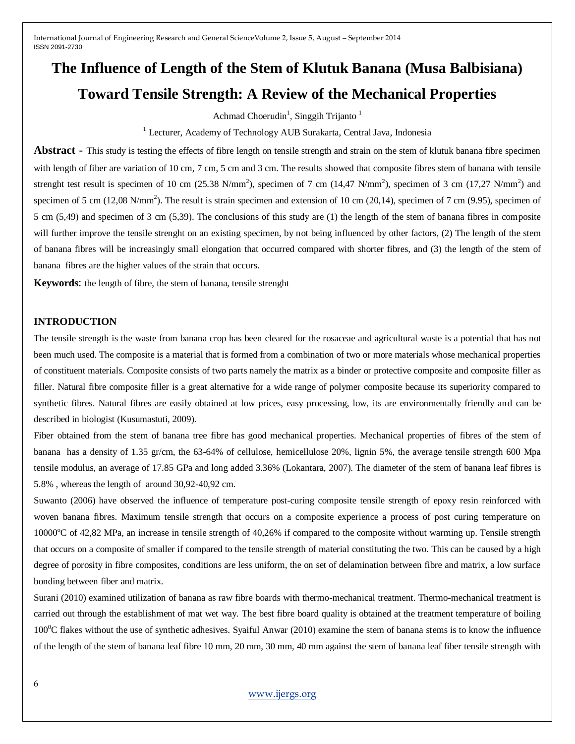# The Influence of Length of the Stem of Klutuk Banana (Musa Balbisiana) Toward Tensile Strength: A Review of the Mechanical Properties

Achmad Choerudin[1], Singgih Trijanto [1]

[1] Lecturer, Academy of Technology AUB Surakarta, Central Java, Indonesia

**Abstract -** This study is testing the effects of fibre length on tensile strength and strain on the stem of klutuk banana fibre specimen with length of fiber are variation of 10 cm, 7 cm, 5 cm and 3 cm. The results showed that composite fibres stem of banana with tensile strenght test result is specimen of 10 cm (25.38 N/mm$^2$), specimen of 7 cm (14,47 N/mm$^2$), specimen of 3 cm (17,27 N/mm$^2$) and specimen of 5 cm (12,08 N/mm$^2$). The result is strain specimen and extension of 10 cm (20,14), specimen of 7 cm (9.95), specimen of 5 cm (5,49) and specimen of 3 cm (5,39). The conclusions of this study are (1) the length of the stem of banana fibres in composite will further improve the tensile strenght on an existing specimen, by not being influenced by other factors, (2) The length of the stem of banana fibres will be increasingly small elongation that occurred compared with shorter fibres, and (3) the length of the stem of banana fibres are the higher values of the strain that occurs.

**Keywords**: the length of fibre, the stem of banana, tensile strenght

## INTRODUCTION

The tensile strength is the waste from banana crop has been cleared for the rosaceae and agricultural waste is a potential that has not been much used. The composite is a material that is formed from a combination of two or more materials whose mechanical properties of constituent materials. Composite consists of two parts namely the matrix as a binder or protective composite and composite filler as filler. Natural fibre composite filler is a great alternative for a wide range of polymer composite because its superiority compared to synthetic fibres. Natural fibres are easily obtained at low prices, easy processing, low, its are environmentally friendly and can be described in biologist (Kusumastuti, 2009).

Fiber obtained from the stem of banana tree fibre has good mechanical properties. Mechanical properties of fibres of the stem of banana has a density of 1.35 gr/cm, the 63-64% of cellulose, hemicellulose 20%, lignin 5%, the average tensile strength 600 Mpa tensile modulus, an average of 17.85 GPa and long added 3.36% (Lokantara, 2007). The diameter of the stem of banana leaf fibres is 5.8% , whereas the length of around 30,92-40,92 cm.

Suwanto (2006) have observed the influence of temperature post-curing composite tensile strength of epoxy resin reinforced with woven banana fibres. Maximum tensile strength that occurs on a composite experience a process of post curing temperature on 10000$^o$C of 42,82 MPa, an increase in tensile strength of 40,26% if compared to the composite without warming up. Tensile strength that occurs on a composite of smaller if compared to the tensile strength of material constituting the two. This can be caused by a high degree of porosity in fibre composites, conditions are less uniform, the on set of delamination between fibre and matrix, a low surface bonding between fiber and matrix.

Surani (2010) examined utilization of banana as raw fibre boards with thermo-mechanical treatment. Thermo-mechanical treatment is carried out through the establishment of mat wet way. The best fibre board quality is obtained at the treatment temperature of boiling 100$^0$C flakes without the use of synthetic adhesives. Syaiful Anwar (2010) examine the stem of banana stems is to know the influence of the length of the stem of banana leaf fibre 10 mm, 20 mm, 30 mm, 40 mm against the stem of banana leaf fiber tensile strength with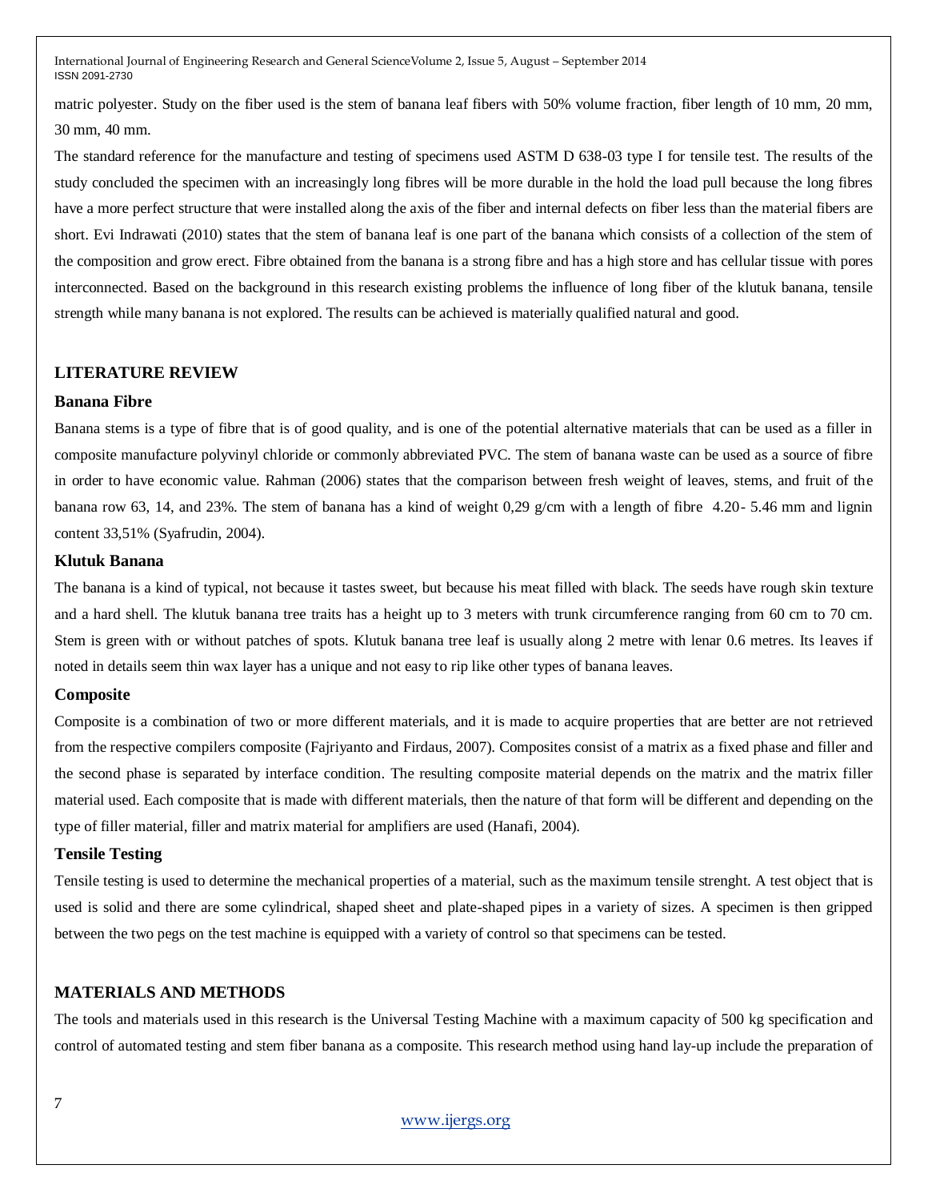matric polyester. Study on the fiber used is the stem of banana leaf fibers with 50% volume fraction, fiber length of 10 mm, 20 mm, 30 mm, 40 mm.

The standard reference for the manufacture and testing of specimens used ASTM D 638-03 type I for tensile test. The results of the study concluded the specimen with an increasingly long fibres will be more durable in the hold the load pull because the long fibres have a more perfect structure that were installed along the axis of the fiber and internal defects on fiber less than the material fibers are short. Evi Indrawati (2010) states that the stem of banana leaf is one part of the banana which consists of a collection of the stem of the composition and grow erect. Fibre obtained from the banana is a strong fibre and has a high store and has cellular tissue with pores interconnected. Based on the background in this research existing problems the influence of long fiber of the klutuk banana, tensile strength while many banana is not explored. The results can be achieved is materially qualified natural and good.

## LITERATURE REVIEW

### Banana Fibre

Banana stems is a type of fibre that is of good quality, and is one of the potential alternative materials that can be used as a filler in composite manufacture polyvinyl chloride or commonly abbreviated PVC. The stem of banana waste can be used as a source of fibre in order to have economic value. Rahman (2006) states that the comparison between fresh weight of leaves, stems, and fruit of the banana row 63, 14, and 23%. The stem of banana has a kind of weight 0,29 g/cm with a length of fibre 4.20- 5.46 mm and lignin content 33,51% (Syafrudin, 2004).

### Klutuk Banana

The banana is a kind of typical, not because it tastes sweet, but because his meat filled with black. The seeds have rough skin texture and a hard shell. The klutuk banana tree traits has a height up to 3 meters with trunk circumference ranging from 60 cm to 70 cm. Stem is green with or without patches of spots. Klutuk banana tree leaf is usually along 2 metre with lenar 0.6 metres. Its leaves if noted in details seem thin wax layer has a unique and not easy to rip like other types of banana leaves.

### Composite

Composite is a combination of two or more different materials, and it is made to acquire properties that are better are not retrieved from the respective compilers composite (Fajriyanto and Firdaus, 2007). Composites consist of a matrix as a fixed phase and filler and the second phase is separated by interface condition. The resulting composite material depends on the matrix and the matrix filler material used. Each composite that is made with different materials, then the nature of that form will be different and depending on the type of filler material, filler and matrix material for amplifiers are used (Hanafi, 2004).

### Tensile Testing

Tensile testing is used to determine the mechanical properties of a material, such as the maximum tensile strenght. A test object that is used is solid and there are some cylindrical, shaped sheet and plate-shaped pipes in a variety of sizes. A specimen is then gripped between the two pegs on the test machine is equipped with a variety of control so that specimens can be tested.

## MATERIALS AND METHODS

The tools and materials used in this research is the Universal Testing Machine with a maximum capacity of 500 kg specification and control of automated testing and stem fiber banana as a composite. This research method using hand lay-up include the preparation of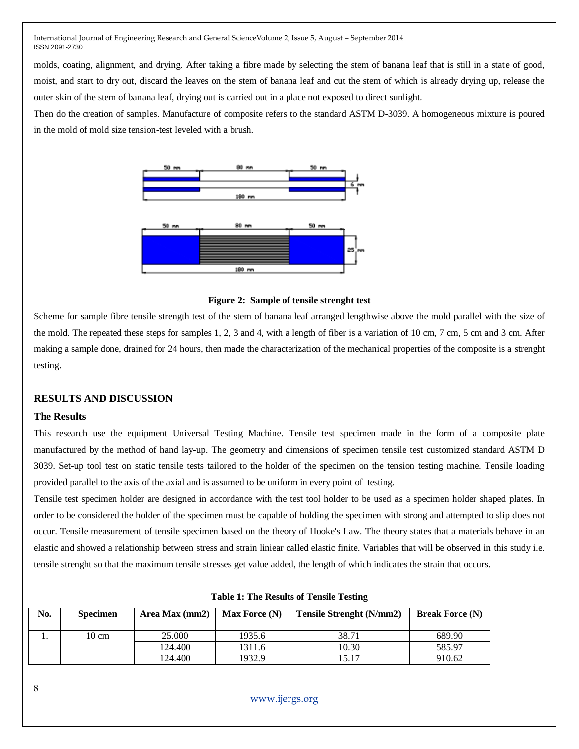molds, coating, alignment, and drying. After taking a fibre made by selecting the stem of banana leaf that is still in a state of good, moist, and start to dry out, discard the leaves on the stem of banana leaf and cut the stem of which is already drying up, release the outer skin of the stem of banana leaf, drying out is carried out in a place not exposed to direct sunlight.

Then do the creation of samples. Manufacture of composite refers to the standard ASTM D-3039. A homogeneous mixture is poured in the mold of mold size tension-test leveled with a brush.

50 mm
80 mm
50 mm
6 mm
180 mm

50 mm
80 mm
50 mm
25 mm
180 mm

**Figure 2: Sample of tensile strenght test**

Scheme for sample fibre tensile strength test of the stem of banana leaf arranged lengthwise above the mold parallel with the size of the mold. The repeated these steps for samples 1, 2, 3 and 4, with a length of fiber is a variation of 10 cm, 7 cm, 5 cm and 3 cm. After making a sample done, drained for 24 hours, then made the characterization of the mechanical properties of the composite is a strenght testing.

## RESULTS AND DISCUSSION

### The Results

This research use the equipment Universal Testing Machine. Tensile test specimen made in the form of a composite plate manufactured by the method of hand lay-up. The geometry and dimensions of specimen tensile test customized standard ASTM D 3039. Set-up tool test on static tensile tests tailored to the holder of the specimen on the tension testing machine. Tensile loading provided parallel to the axis of the axial and is assumed to be uniform in every point of testing.

Tensile test specimen holder are designed in accordance with the test tool holder to be used as a specimen holder shaped plates. In order to be considered the holder of the specimen must be capable of holding the specimen with strong and attempted to slip does not occur. Tensile measurement of tensile specimen based on the theory of Hooke's Law. The theory states that a materials behave in an elastic and showed a relationship between stress and strain liniear called elastic finite. Variables that will be observed in this study i.e. tensile strenght so that the maximum tensile stresses get value added, the length of which indicates the strain that occurs.

**Table 1: The Results of Tensile Testing**

| No. | Specimen | Area Max (mm2) | Max Force (N) | Tensile Strenght (N/mm2) | Break Force (N) |
|---|---|---|---|---|---|
| 1. | 10 cm | 25.000 | 1935.6 | 38.71 | 689.90 |
| | | 124.400 | 1311.6 | 10.30 | 585.97 |
| | | 124.400 | 1932.9 | 15.17 | 910.62 |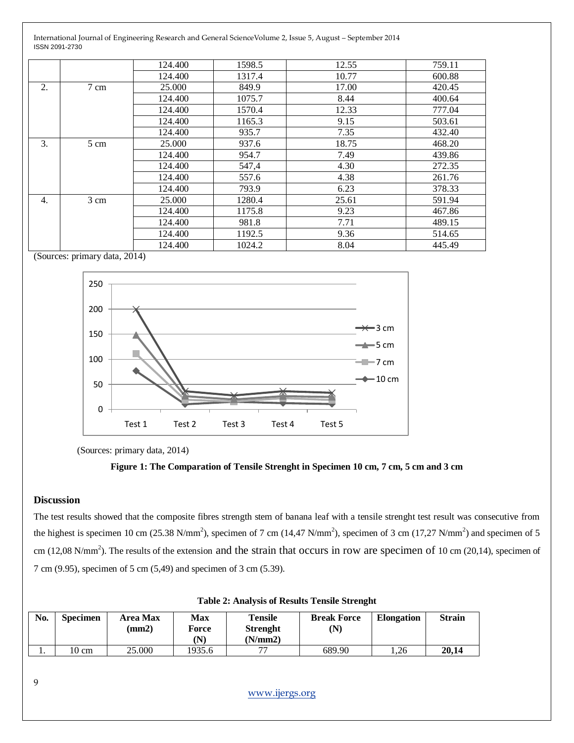| | | | | | |
|---|---|---|---|---|---|
| | | 124.400 | 1598.5 | 12.55 | 759.11 |
| | | 124.400 | 1317.4 | 10.77 | 600.88 |
| 2. | 7 cm | 25.000 | 849.9 | 17.00 | 420.45 |
| | | 124.400 | 1075.7 | 8.44 | 400.64 |
| | | 124.400 | 1570.4 | 12.33 | 777.04 |
| | | 124.400 | 1165.3 | 9.15 | 503.61 |
| | | 124.400 | 935.7 | 7.35 | 432.40 |
| 3. | 5 cm | 25.000 | 937.6 | 18.75 | 468.20 |
| | | 124.400 | 954.7 | 7.49 | 439.86 |
| | | 124.400 | 547,4 | 4.30 | 272.35 |
| | | 124.400 | 557.6 | 4.38 | 261.76 |
| | | 124.400 | 793.9 | 6.23 | 378.33 |
| 4. | 3 cm | 25.000 | 1280.4 | 25.61 | 591.94 |
| | | 124.400 | 1175.8 | 9.23 | 467.86 |
| | | 124.400 | 981.8 | 7.71 | 489.15 |
| | | 124.400 | 1192.5 | 9.36 | 514.65 |
| | | 124.400 | 1024.2 | 8.04 | 445.49 |

(Sources: primary data, 2014)

250
200
150
100
50
0
Test 1
Test 2
Test 3
Test 4
Test 5
3 cm
5 cm
7 cm
10 cm

(Sources: primary data, 2014)

**Figure 1: The Comparation of Tensile Strenght in Specimen 10 cm, 7 cm, 5 cm and 3 cm**

## Discussion

The test results showed that the composite fibres strength stem of banana leaf with a tensile strenght test result was consecutive from the highest is specimen 10 cm (25.38 N/mm$^2$), specimen of 7 cm (14,47 N/mm$^2$), specimen of 3 cm (17,27 N/mm$^2$) and specimen of 5 cm (12,08 N/mm$^2$). The results of the extension and the strain that occurs in row are specimen of 10 cm (20,14), specimen of 7 cm (9.95), specimen of 5 cm (5,49) and specimen of 3 cm (5.39).

**Table 2: Analysis of Results Tensile Strenght**

| No. | Specimen | Area Max (mm2) | Max Force (N) | Tensile Strenght (N/mm2) | Break Force (N) | Elongation | Strain |
|---|---|---|---|---|---|---|---|
| 1. | 10 cm | 25.000 | 1935.6 | 77 | 689.90 | 1,26 | **20,14** |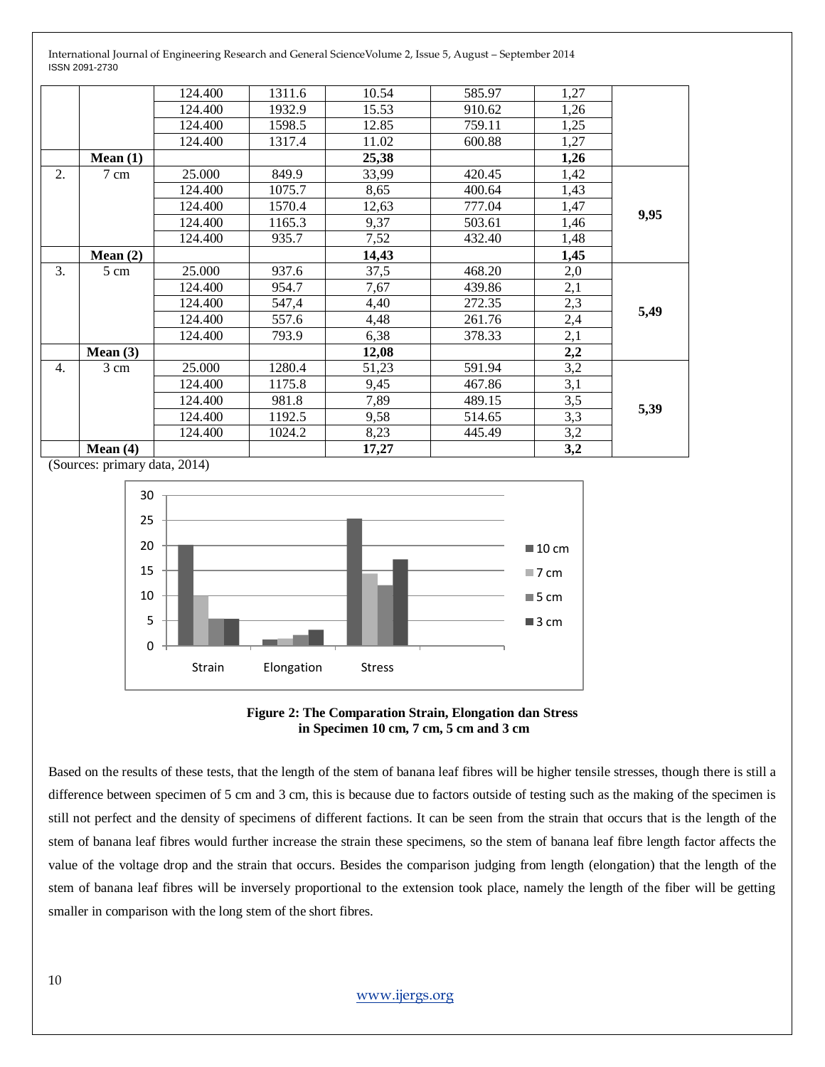| | | | | | | | |
|---|---|---|---|---|---|---|---|
| | | 124.400 | 1311.6 | 10.54 | 585.97 | 1,27 | |
| | | 124.400 | 1932.9 | 15.53 | 910.62 | 1,26 | |
| | | 124.400 | 1598.5 | 12.85 | 759.11 | 1,25 | |
| | | 124.400 | 1317.4 | 11.02 | 600.88 | 1,27 | |
| | **Mean (1)** | | | **25,38** | | **1,26** | |
| 2. | 7 cm | 25.000 | 849.9 | 33,99 | 420.45 | 1,42 | **9,95** |
| | | 124.400 | 1075.7 | 8,65 | 400.64 | 1,43 | |
| | | 124.400 | 1570.4 | 12,63 | 777.04 | 1,47 | |
| | | 124.400 | 1165.3 | 9,37 | 503.61 | 1,46 | |
| | | 124.400 | 935.7 | 7,52 | 432.40 | 1,48 | |
| | **Mean (2)** | | | **14,43** | | **1,45** | |
| 3. | 5 cm | 25.000 | 937.6 | 37,5 | 468.20 | 2,0 | **5,49** |
| | | 124.400 | 954.7 | 7,67 | 439.86 | 2,1 | |
| | | 124.400 | 547,4 | 4,40 | 272.35 | 2,3 | |
| | | 124.400 | 557.6 | 4,48 | 261.76 | 2,4 | |
| | | 124.400 | 793.9 | 6,38 | 378.33 | 2,1 | |
| | **Mean (3)** | | | **12,08** | | **2,2** | |
| 4. | 3 cm | 25.000 | 1280.4 | 51,23 | 591.94 | 3,2 | **5,39** |
| | | 124.400 | 1175.8 | 9,45 | 467.86 | 3,1 | |
| | | 124.400 | 981.8 | 7,89 | 489.15 | 3,5 | |
| | | 124.400 | 1192.5 | 9,58 | 514.65 | 3,3 | |
| | | 124.400 | 1024.2 | 8,23 | 445.49 | 3,2 | |
| | **Mean (4)** | | | **17,27** | | **3,2** | |

(Sources: primary data, 2014)

30
25
20
15
10
5
0
Strain
Elongation
Stress
10 cm
7 cm
5 cm
3 cm

**Figure 2: The Comparation Strain, Elongation dan Stress in Specimen 10 cm, 7 cm, 5 cm and 3 cm**

Based on the results of these tests, that the length of the stem of banana leaf fibres will be higher tensile stresses, though there is still a difference between specimen of 5 cm and 3 cm, this is because due to factors outside of testing such as the making of the specimen is still not perfect and the density of specimens of different factions. It can be seen from the strain that occurs that is the length of the stem of banana leaf fibres would further increase the strain these specimens, so the stem of banana leaf fibre length factor affects the value of the voltage drop and the strain that occurs. Besides the comparison judging from length (elongation) that the length of the stem of banana leaf fibres will be inversely proportional to the extension took place, namely the length of the fiber will be getting smaller in comparison with the long stem of the short fibres.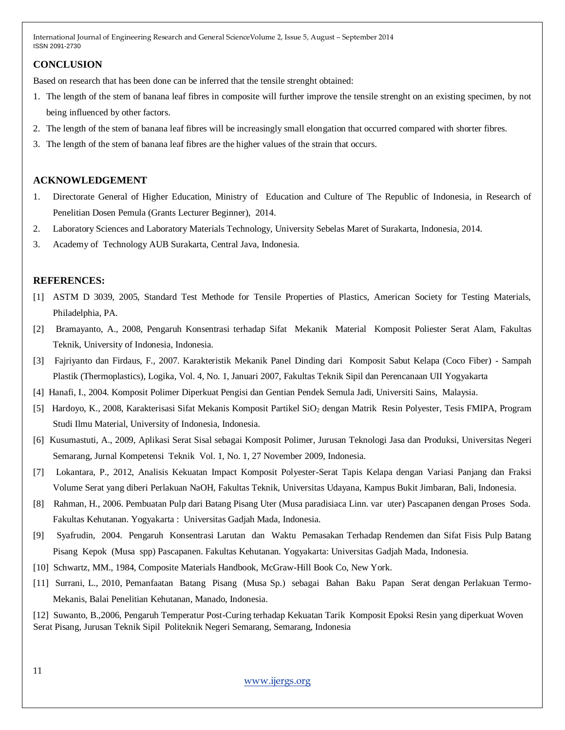## CONCLUSION

Based on research that has been done can be inferred that the tensile strenght obtained:

1. The length of the stem of banana leaf fibres in composite will further improve the tensile strenght on an existing specimen, by not being influenced by other factors.
2. The length of the stem of banana leaf fibres will be increasingly small elongation that occurred compared with shorter fibres.
3. The length of the stem of banana leaf fibres are the higher values of the strain that occurs.

## ACKNOWLEDGEMENT

1. Directorate General of Higher Education, Ministry of Education and Culture of The Republic of Indonesia, in Research of Penelitian Dosen Pemula (Grants Lecturer Beginner), 2014.
2. Laboratory Sciences and Laboratory Materials Technology, University Sebelas Maret of Surakarta, Indonesia, 2014.
3. Academy of Technology AUB Surakarta, Central Java, Indonesia.

## REFERENCES:

[1] ASTM D 3039, 2005, Standard Test Methode for Tensile Properties of Plastics, American Society for Testing Materials, Philadelphia, PA.

[2] Bramayanto, A., 2008, Pengaruh Konsentrasi terhadap Sifat Mekanik Material Komposit Poliester Serat Alam, Fakultas Teknik, University of Indonesia, Indonesia.

[3] Fajriyanto dan Firdaus, F., 2007. Karakteristik Mekanik Panel Dinding dari Komposit Sabut Kelapa (Coco Fiber) - Sampah Plastik (Thermoplastics), Logika, Vol. 4, No. 1, Januari 2007, Fakultas Teknik Sipil dan Perencanaan UII Yogyakarta

[4] Hanafi, I., 2004. Komposit Polimer Diperkuat Pengisi dan Gentian Pendek Semula Jadi, Universiti Sains, Malaysia.

[5] Hardoyo, K., 2008, Karakterisasi Sifat Mekanis Komposit Partikel $SiO_2$ dengan Matrik Resin Polyester, Tesis FMIPA, Program Studi Ilmu Material, University of Indonesia, Indonesia.

[6] Kusumastuti, A., 2009, Aplikasi Serat Sisal sebagai Komposit Polimer, Jurusan Teknologi Jasa dan Produksi, Universitas Negeri Semarang, Jurnal Kompetensi Teknik Vol. 1, No. 1, 27 November 2009, Indonesia.

[7] Lokantara, P., 2012, Analisis Kekuatan Impact Komposit Polyester-Serat Tapis Kelapa dengan Variasi Panjang dan Fraksi Volume Serat yang diberi Perlakuan NaOH, Fakultas Teknik, Universitas Udayana, Kampus Bukit Jimbaran, Bali, Indonesia.

[8] Rahman, H., 2006. Pembuatan Pulp dari Batang Pisang Uter (Musa paradisiaca Linn. var uter) Pascapanen dengan Proses Soda. Fakultas Kehutanan. Yogyakarta : Universitas Gadjah Mada, Indonesia.

[9] Syafrudin, 2004. Pengaruh Konsentrasi Larutan dan Waktu Pemasakan Terhadap Rendemen dan Sifat Fisis Pulp Batang Pisang Kepok (Musa spp) Pascapanen. Fakultas Kehutanan. Yogyakarta: Universitas Gadjah Mada, Indonesia.

[10] Schwartz, MM., 1984, Composite Materials Handbook, McGraw-Hill Book Co, New York.

[11] Surrani, L., 2010, Pemanfaatan Batang Pisang (Musa Sp.) sebagai Bahan Baku Papan Serat dengan Perlakuan Termo-Mekanis, Balai Penelitian Kehutanan, Manado, Indonesia.

[12] Suwanto, B.,2006, Pengaruh Temperatur Post-Curing terhadap Kekuatan Tarik Komposit Epoksi Resin yang diperkuat Woven Serat Pisang, Jurusan Teknik Sipil Politeknik Negeri Semarang, Semarang, Indonesia